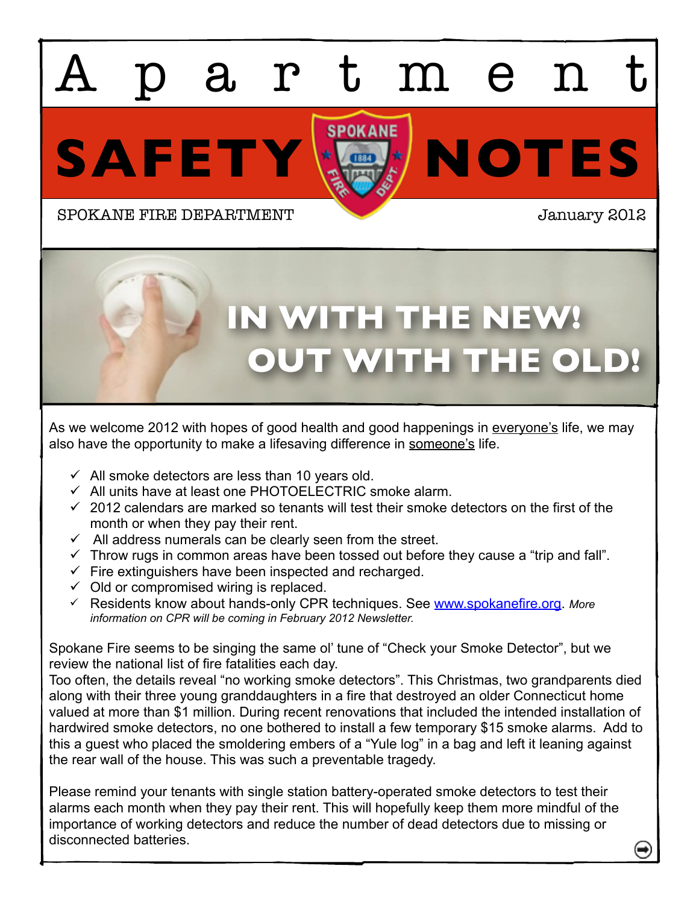# Apartment SAFETY NOTES

SPOKANE FIRE DEPARTMENT

January 2012

## IN WITH THE NEW! OUT WITH THE OLD!

As we welcome 2012 with hopes of good health and good happenings in everyone's life, we may also have the opportunity to make a lifesaving difference in someone's life.

- ✓ All smoke detectors are less than 10 years old.
- ✓ All units have at least one PHOTOELECTRIC smoke alarm.
- ✓ 2012 calendars are marked so tenants will test their smoke detectors on the first of the month or when they pay their rent.
- ✓ All address numerals can be clearly seen from the street.
- ✓ Throw rugs in common areas have been tossed out before they cause a "trip and fall".
- ✓ Fire extinguishers have been inspected and recharged.
- ✓ Old or compromised wiring is replaced.
- ✓ Residents know about hands-only CPR techniques. See [www.spokanefire.org](http://www.spokanefire.org). *More information on CPR will be coming in February 2012 Newsletter.*

Spokane Fire seems to be singing the same ol' tune of "Check your Smoke Detector", but we review the national list of fire fatalities each day.
Too often, the details reveal "no working smoke detectors". This Christmas, two grandparents died along with their three young granddaughters in a fire that destroyed an older Connecticut home valued at more than $1 million. During recent renovations that included the intended installation of hardwired smoke detectors, no one bothered to install a few temporary $15 smoke alarms. Add to this a guest who placed the smoldering embers of a "Yule log" in a bag and left it leaning against the rear wall of the house. This was such a preventable tragedy.

Please remind your tenants with single station battery-operated smoke detectors to test their alarms each month when they pay their rent. This will hopefully keep them more mindful of the importance of working detectors and reduce the number of dead detectors due to missing or disconnected batteries.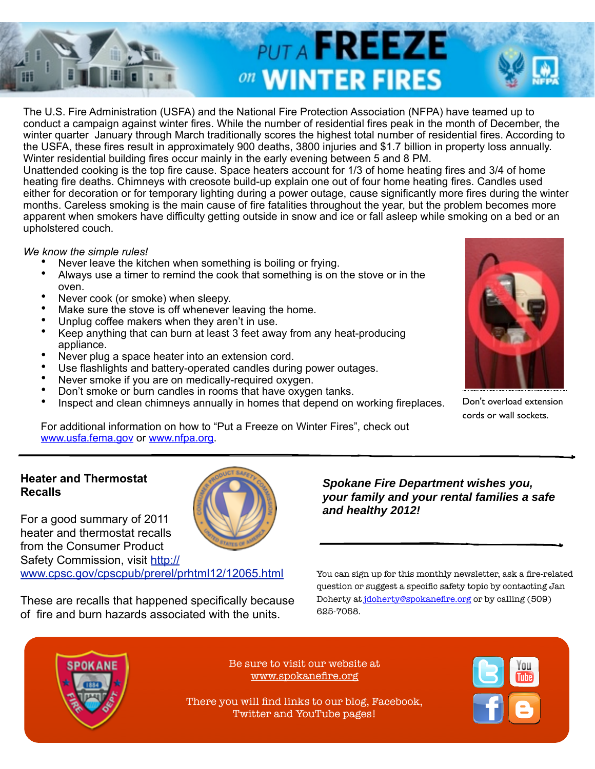# PUT A FREEZE on WINTER FIRES

The U.S. Fire Administration (USFA) and the National Fire Protection Association (NFPA) have teamed up to conduct a campaign against winter fires. While the number of residential fires peak in the month of December, the winter quarter January through March traditionally scores the highest total number of residential fires. According to the USFA, these fires result in approximately 900 deaths, 3800 injuries and $1.7 billion in property loss annually. Winter residential building fires occur mainly in the early evening between 5 and 8 PM.

Unattended cooking is the top fire cause. Space heaters account for 1/3 of home heating fires and 3/4 of home heating fire deaths. Chimneys with creosote build-up explain one out of four home heating fires. Candles used either for decoration or for temporary lighting during a power outage, cause significantly more fires during the winter months. Careless smoking is the main cause of fire fatalities throughout the year, but the problem becomes more apparent when smokers have difficulty getting outside in snow and ice or fall asleep while smoking on a bed or an upholstered couch.

*We know the simple rules!*

- Never leave the kitchen when something is boiling or frying.
- Always use a timer to remind the cook that something is on the stove or in the oven.
- Never cook (or smoke) when sleepy.
- Make sure the stove is off whenever leaving the home.
- Unplug coffee makers when they aren't in use.
- Keep anything that can burn at least 3 feet away from any heat-producing appliance.
- Never plug a space heater into an extension cord.
- Use flashlights and battery-operated candles during power outages.
- Never smoke if you are on medically-required oxygen.
- Don't smoke or burn candles in rooms that have oxygen tanks.
- Inspect and clean chimneys annually in homes that depend on working fireplaces.

Don't overload extension cords or wall sockets.

For additional information on how to "Put a Freeze on Winter Fires", check out www.usfa.fema.gov or www.nfpa.org.

## Heater and Thermostat Recalls

For a good summary of 2011 heater and thermostat recalls from the Consumer Product Safety Commission, visit http://www.cpsc.gov/cpscpub/prerel/prhtml12/12065.html

These are recalls that happened specifically because of fire and burn hazards associated with the units.

***Spokane Fire Department wishes you, your family and your rental families a safe and healthy 2012!***

You can sign up for this monthly newsletter, ask a fire-related question or suggest a specific safety topic by contacting Jan Doherty at jdoherty@spokanefire.org or by calling (509) 625-7058.

Be sure to visit our website at www.spokanefire.org

There you will find links to our blog, Facebook, Twitter and YouTube pages!